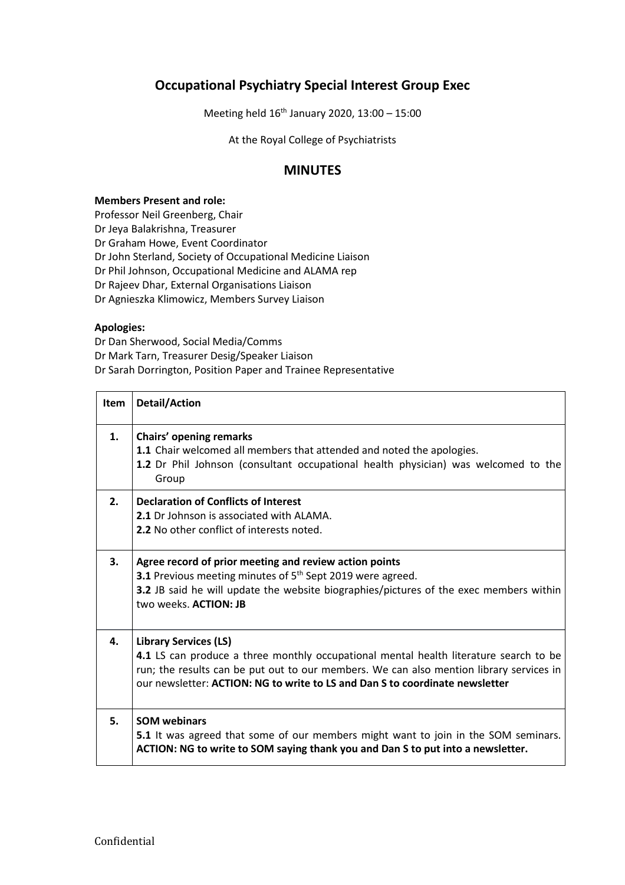# Occupational Psychiatry Special Interest Group Exec

Meeting held 16th January 2020, 13:00 – 15:00

At the Royal College of Psychiatrists

## MINUTES

**Members Present and role:**
Professor Neil Greenberg, Chair
Dr Jeya Balakrishna, Treasurer
Dr Graham Howe, Event Coordinator
Dr John Sterland, Society of Occupational Medicine Liaison
Dr Phil Johnson, Occupational Medicine and ALAMA rep
Dr Rajeev Dhar, External Organisations Liaison
Dr Agnieszka Klimowicz, Members Survey Liaison

**Apologies:**
Dr Dan Sherwood, Social Media/Comms
Dr Mark Tarn, Treasurer Desig/Speaker Liaison
Dr Sarah Dorrington, Position Paper and Trainee Representative

| Item | Detail/Action |
|---|---|
| **1.** | **Chairs' opening remarks**<br>**1.1** Chair welcomed all members that attended and noted the apologies.<br>**1.2** Dr Phil Johnson (consultant occupational health physician) was welcomed to the Group |
| **2.** | **Declaration of Conflicts of Interest**<br>**2.1** Dr Johnson is associated with ALAMA.<br>**2.2** No other conflict of interests noted. |
| **3.** | **Agree record of prior meeting and review action points**<br>**3.1** Previous meeting minutes of 5th Sept 2019 were agreed.<br>**3.2** JB said he will update the website biographies/pictures of the exec members within two weeks. **ACTION: JB** |
| **4.** | **Library Services (LS)**<br>**4.1** LS can produce a three monthly occupational mental health literature search to be run; the results can be put out to our members. We can also mention library services in our newsletter: **ACTION: NG to write to LS and Dan S to coordinate newsletter** |
| **5.** | **SOM webinars**<br>**5.1** It was agreed that some of our members might want to join in the SOM seminars. **ACTION: NG to write to SOM saying thank you and Dan S to put into a newsletter.** |

Confidential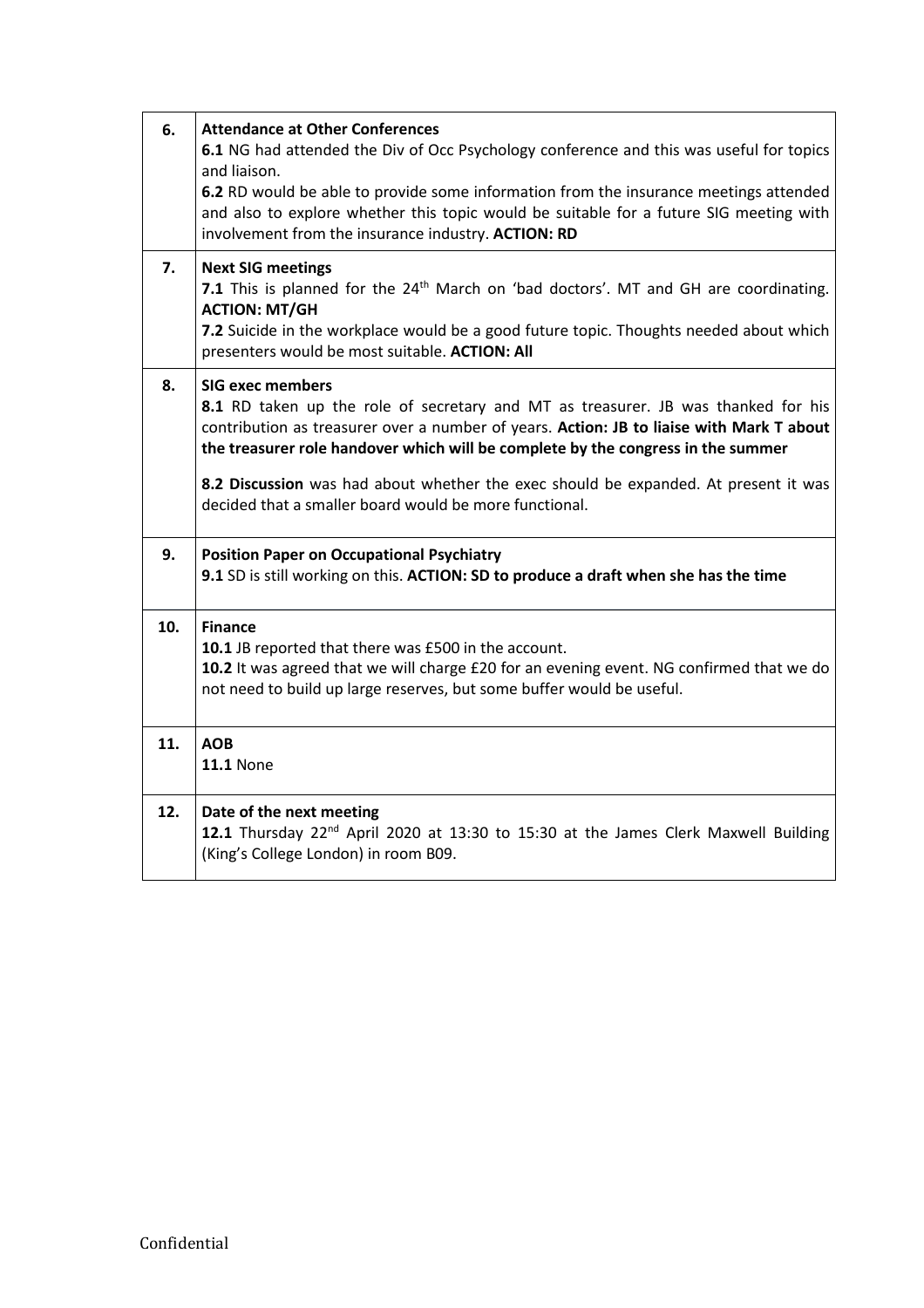| | |
|---|---|
| 6. | **Attendance at Other Conferences**<br>**6.1** NG had attended the Div of Occ Psychology conference and this was useful for topics and liaison.<br>**6.2** RD would be able to provide some information from the insurance meetings attended and also to explore whether this topic would be suitable for a future SIG meeting with involvement from the insurance industry. **ACTION: RD** |
| 7. | **Next SIG meetings**<br>**7.1** This is planned for the 24th March on 'bad doctors'. MT and GH are coordinating. **ACTION: MT/GH**<br>**7.2** Suicide in the workplace would be a good future topic. Thoughts needed about which presenters would be most suitable. **ACTION: All** |
| 8. | **SIG exec members**<br>**8.1** RD taken up the role of secretary and MT as treasurer. JB was thanked for his contribution as treasurer over a number of years. **Action: JB to liaise with Mark T about the treasurer role handover which will be complete by the congress in the summer**<br>**8.2 Discussion** was had about whether the exec should be expanded. At present it was decided that a smaller board would be more functional. |
| 9. | **Position Paper on Occupational Psychiatry**<br>**9.1** SD is still working on this. **ACTION: SD to produce a draft when she has the time** |
| 10. | **Finance**<br>**10.1** JB reported that there was £500 in the account.<br>**10.2** It was agreed that we will charge £20 for an evening event. NG confirmed that we do not need to build up large reserves, but some buffer would be useful. |
| 11. | **AOB**<br>**11.1** None |
| 12. | **Date of the next meeting**<br>**12.1** Thursday 22nd April 2020 at 13:30 to 15:30 at the James Clerk Maxwell Building (King's College London) in room B09. |

Confidential